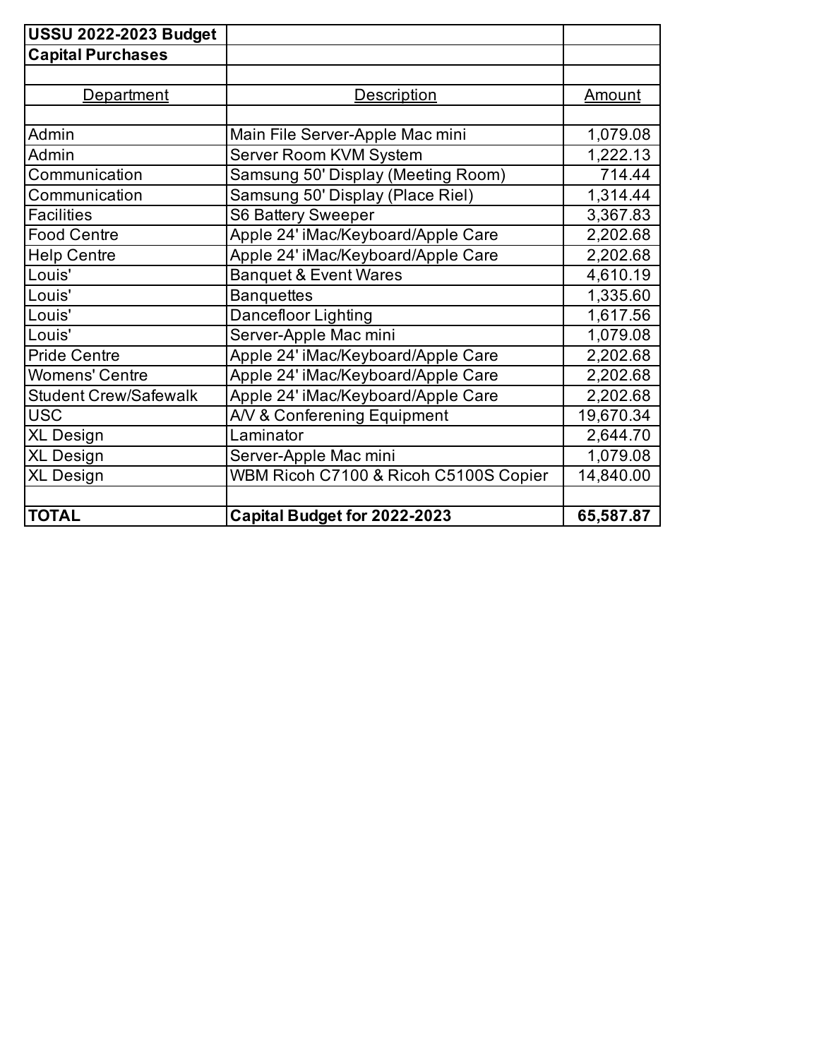**USSU 2022-2023 Budget**
**Capital Purchases**

| Department | Description | Amount |
|---|---|---|
| Admin | Main File Server-Apple Mac mini | 1,079.08 |
| Admin | Server Room KVM System | 1,222.13 |
| Communication | Samsung 50' Display (Meeting Room) | 714.44 |
| Communication | Samsung 50' Display (Place Riel) | 1,314.44 |
| Facilities | S6 Battery Sweeper | 3,367.83 |
| Food Centre | Apple 24' iMac/Keyboard/Apple Care | 2,202.68 |
| Help Centre | Apple 24' iMac/Keyboard/Apple Care | 2,202.68 |
| Louis' | Banquet & Event Wares | 4,610.19 |
| Louis' | Banquettes | 1,335.60 |
| Louis' | Dancefloor Lighting | 1,617.56 |
| Louis' | Server-Apple Mac mini | 1,079.08 |
| Pride Centre | Apple 24' iMac/Keyboard/Apple Care | 2,202.68 |
| Womens' Centre | Apple 24' iMac/Keyboard/Apple Care | 2,202.68 |
| Student Crew/Safewalk | Apple 24' iMac/Keyboard/Apple Care | 2,202.68 |
| USC | A/V & Conferening Equipment | 19,670.34 |
| XL Design | Laminator | 2,644.70 |
| XL Design | Server-Apple Mac mini | 1,079.08 |
| XL Design | WBM Ricoh C7100 & Ricoh C5100S Copier | 14,840.00 |
| | | |
| **TOTAL** | **Capital Budget for 2022-2023** | **65,587.87** |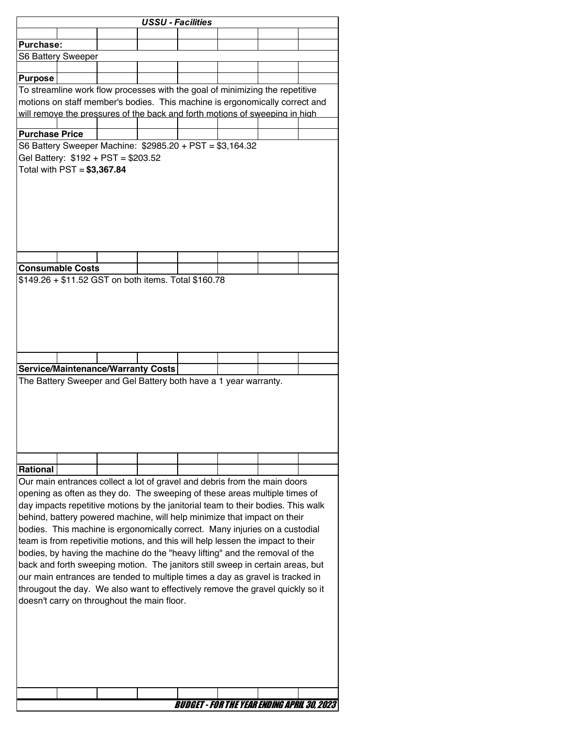***USSU - Facilities***

**Purchase:**

S6 Battery Sweeper

**Purpose**

To streamline work flow processes with the goal of minimizing the repetitive motions on staff member's bodies. This machine is ergonomically correct and will remove the pressures of the back and forth motions of sweeping in high

**Purchase Price**

S6 Battery Sweeper Machine: $2985.20 + PST = $3,164.32
Gel Battery: $192 + PST = $203.52
Total with PST = **$3,367.84**

**Consumable Costs**

$149.26 + $11.52 GST on both items. Total $160.78

**Service/Maintenance/Warranty Costs**

The Battery Sweeper and Gel Battery both have a 1 year warranty.

**Rational**

Our main entrances collect a lot of gravel and debris from the main doors opening as often as they do. The sweeping of these areas multiple times of day impacts repetitive motions by the janitorial team to their bodies. This walk behind, battery powered machine, will help minimize that impact on their bodies. This machine is ergonomically correct. Many injuries on a custodial team is from repetivitie motions, and this will help lessen the impact to their bodies, by having the machine do the "heavy lifting" and the removal of the back and forth sweeping motion. The janitors still sweep in certain areas, but our main entrances are tended to multiple times a day as gravel is tracked in througout the day. We also want to effectively remove the gravel quickly so it doesn't carry on throughout the main floor.

***BUDGET - FOR THE YEAR ENDING APRIL 30, 2023***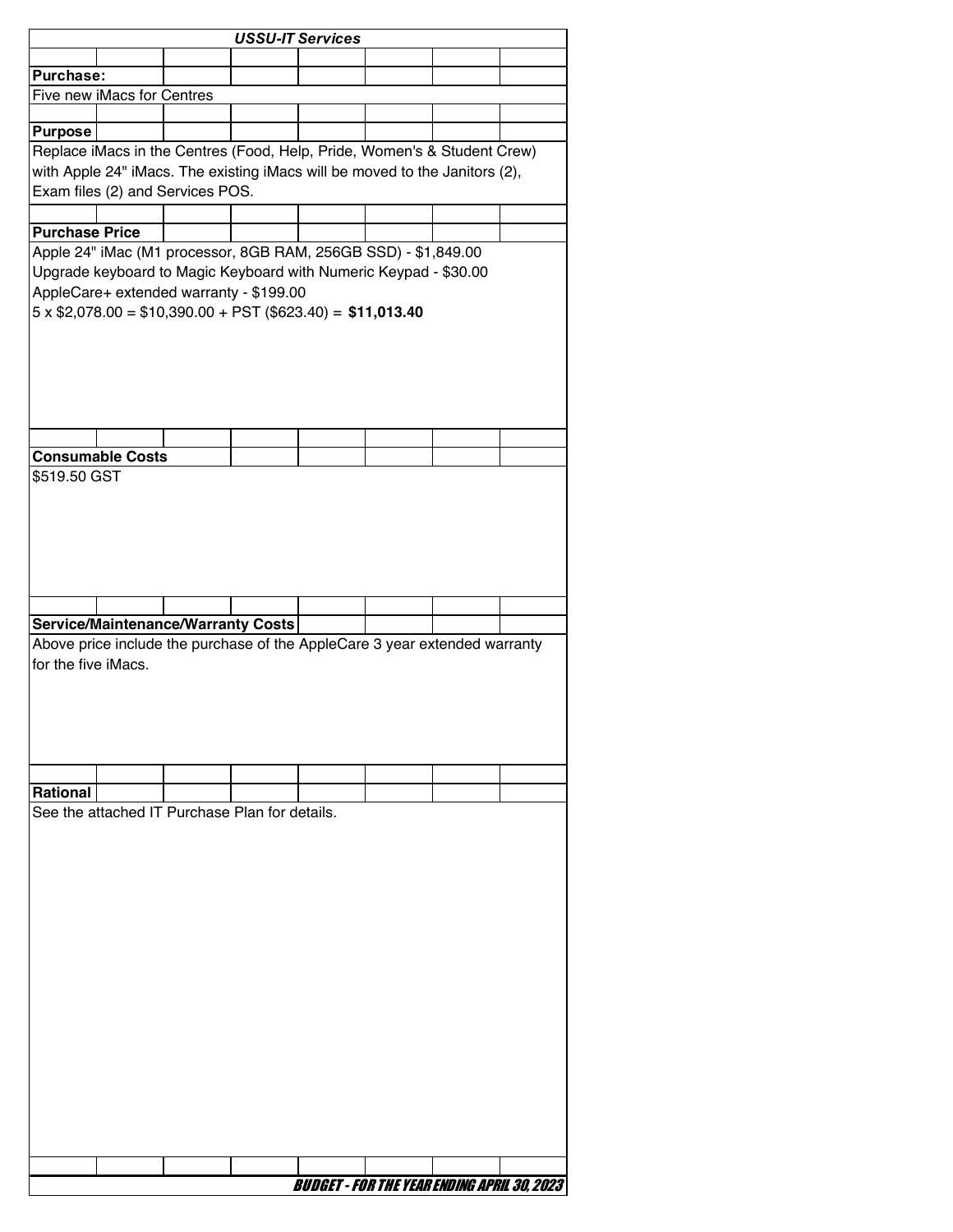## *USSU-IT Services*

**Purchase:**

Five new iMacs for Centres

**Purpose**

Replace iMacs in the Centres (Food, Help, Pride, Women's & Student Crew) with Apple 24" iMacs. The existing iMacs will be moved to the Janitors (2), Exam files (2) and Services POS.

**Purchase Price**

Apple 24" iMac (M1 processor, 8GB RAM, 256GB SSD) - $1,849.00
Upgrade keyboard to Magic Keyboard with Numeric Keypad - $30.00
AppleCare+ extended warranty - $199.00
5 x $2,078.00 = $10,390.00 + PST ($623.40) = **$11,013.40**

**Consumable Costs**

$519.50 GST

**Service/Maintenance/Warranty Costs**

Above price include the purchase of the AppleCare 3 year extended warranty for the five iMacs.

**Rational**

See the attached IT Purchase Plan for details.

***BUDGET - FOR THE YEAR ENDING APRIL 30, 2023***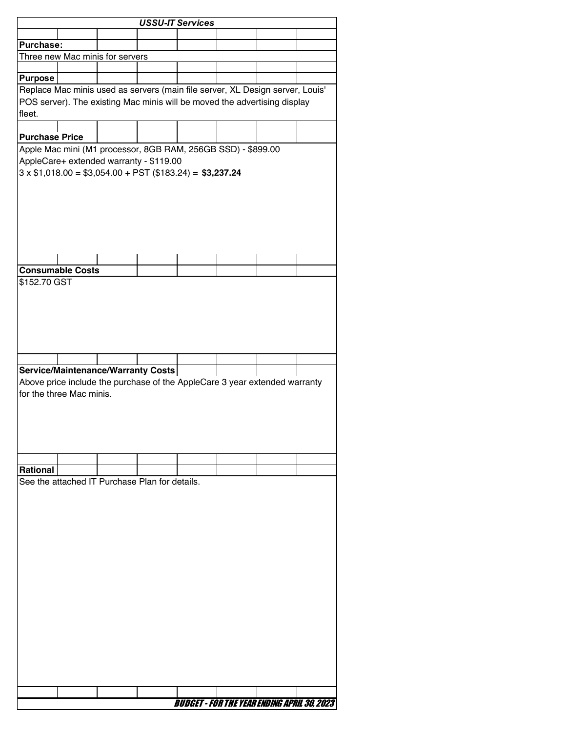## *USSU-IT Services*

**Purchase:**

Three new Mac minis for servers

**Purpose**

Replace Mac minis used as servers (main file server, XL Design server, Louis' POS server). The existing Mac minis will be moved the advertising display fleet.

**Purchase Price**

Apple Mac mini (M1 processor, 8GB RAM, 256GB SSD) - $899.00
AppleCare+ extended warranty - $119.00
3 x $1,018.00 = $3,054.00 + PST ($183.24) = **$3,237.24**

**Consumable Costs**

$152.70 GST

**Service/Maintenance/Warranty Costs**

Above price include the purchase of the AppleCare 3 year extended warranty for the three Mac minis.

**Rational**

See the attached IT Purchase Plan for details.

***BUDGET - FOR THE YEAR ENDING APRIL 30, 2023***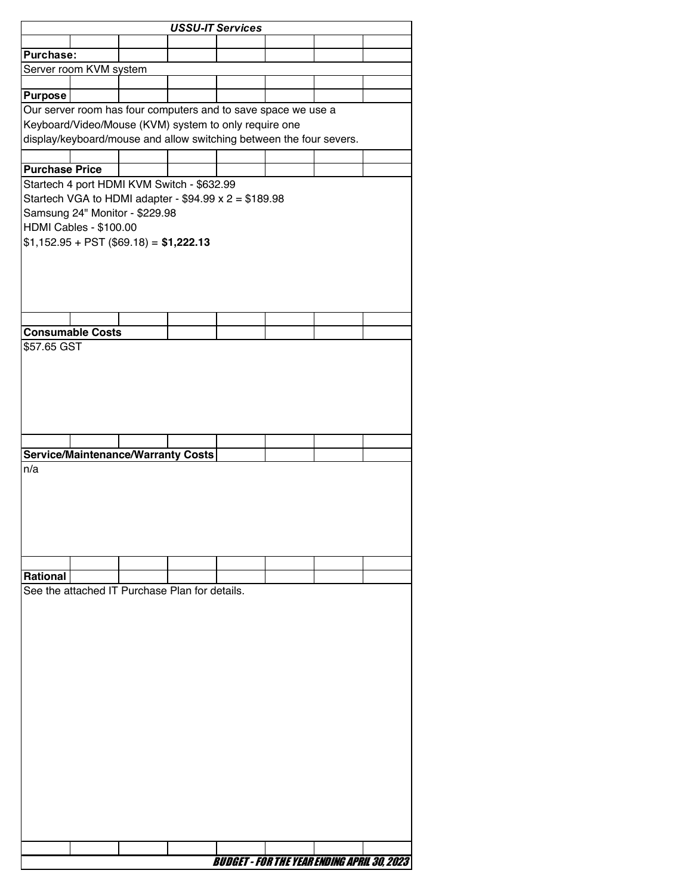***USSU-IT Services***

**Purchase:**

Server room KVM system

**Purpose**

Our server room has four computers and to save space we use a Keyboard/Video/Mouse (KVM) system to only require one display/keyboard/mouse and allow switching between the four severs.

**Purchase Price**

Startech 4 port HDMI KVM Switch - $632.99
Startech VGA to HDMI adapter - $94.99 x 2 = $189.98
Samsung 24" Monitor - $229.98
HDMI Cables - $100.00
$1,152.95 + PST ($69.18) = **$1,222.13**

**Consumable Costs**

$57.65 GST

**Service/Maintenance/Warranty Costs**

n/a

**Rational**

See the attached IT Purchase Plan for details.

***BUDGET - FOR THE YEAR ENDING APRIL 30, 2023***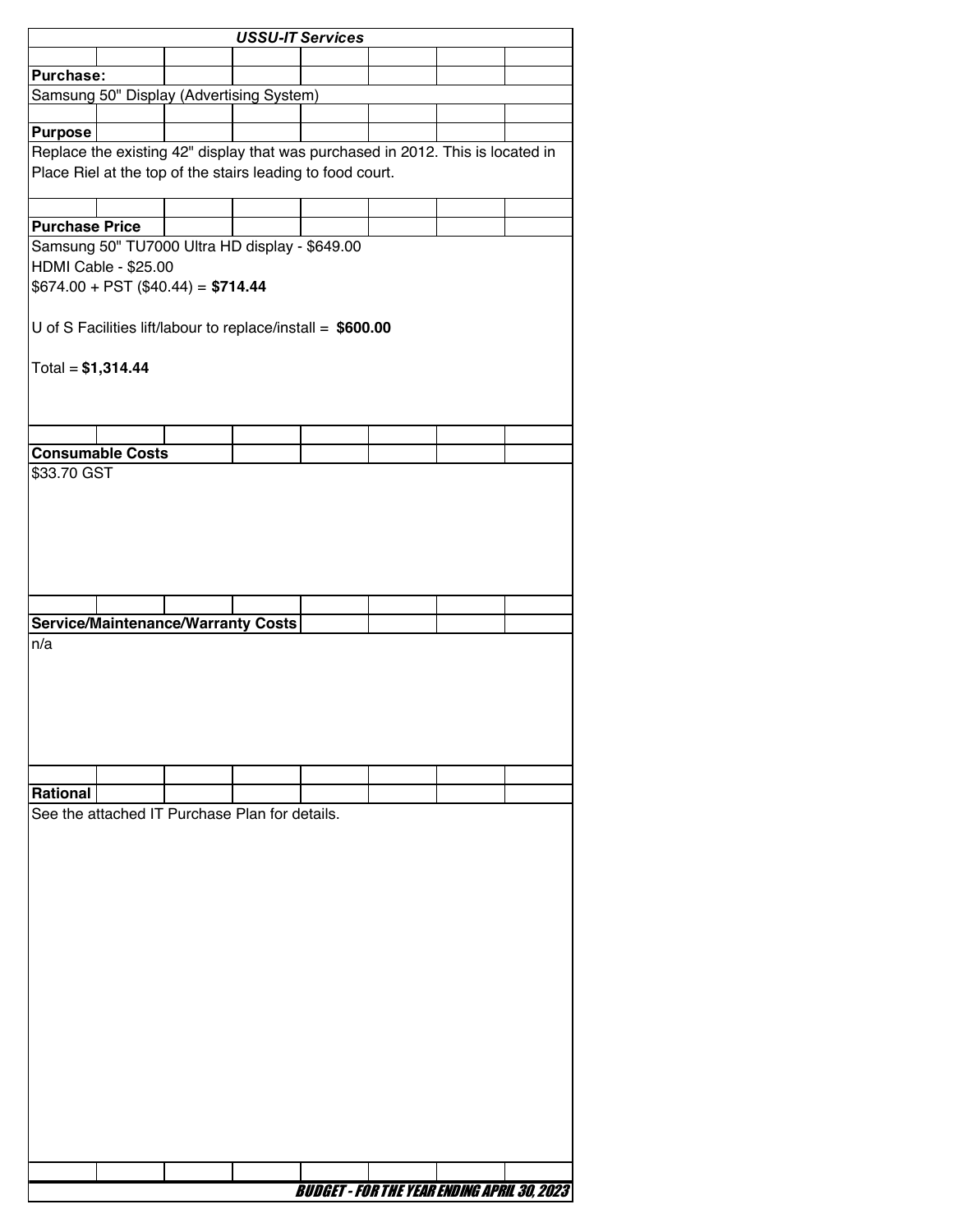***USSU-IT Services***

**Purchase:**

Samsung 50" Display (Advertising System)

**Purpose**

Replace the existing 42" display that was purchased in 2012. This is located in Place Riel at the top of the stairs leading to food court.

**Purchase Price**

Samsung 50" TU7000 Ultra HD display - $649.00
HDMI Cable - $25.00
$674.00 + PST ($40.44) = **$714.44**

U of S Facilities lift/labour to replace/install = **$600.00**

Total = **$1,314.44**

**Consumable Costs**

$33.70 GST

**Service/Maintenance/Warranty Costs**

n/a

**Rational**

See the attached IT Purchase Plan for details.

***BUDGET - FOR THE YEAR ENDING APRIL 30, 2023***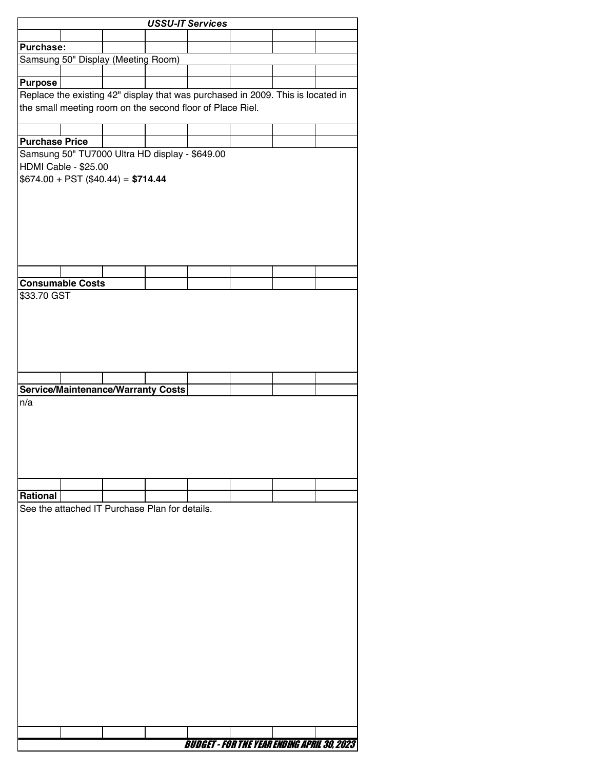## *USSU-IT Services*

**Purchase:**

Samsung 50" Display (Meeting Room)

**Purpose**

Replace the existing 42" display that was purchased in 2009. This is located in the small meeting room on the second floor of Place Riel.

**Purchase Price**

Samsung 50" TU7000 Ultra HD display - $649.00
HDMI Cable - $25.00
$674.00 + PST ($40.44) = **$714.44**

**Consumable Costs**

$33.70 GST

**Service/Maintenance/Warranty Costs**

n/a

**Rational**

See the attached IT Purchase Plan for details.

***BUDGET - FOR THE YEAR ENDING APRIL 30, 2023***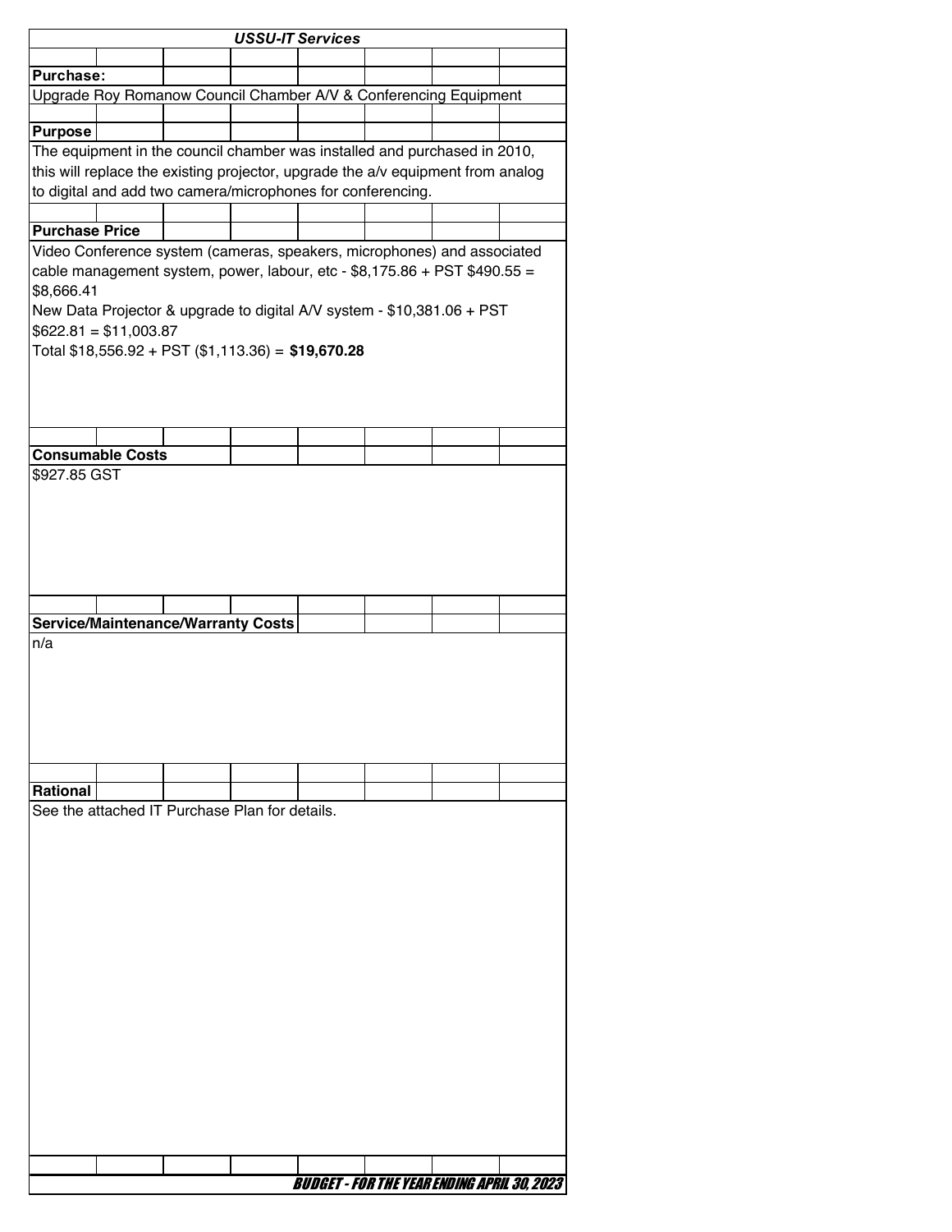### *USSU-IT Services*

**Purchase:**

Upgrade Roy Romanow Council Chamber A/V & Conferencing Equipment

**Purpose**

The equipment in the council chamber was installed and purchased in 2010, this will replace the existing projector, upgrade the a/v equipment from analog to digital and add two camera/microphones for conferencing.

**Purchase Price**

Video Conference system (cameras, speakers, microphones) and associated cable management system, power, labour, etc - $8,175.86 + PST $490.55 = $8,666.41

New Data Projector & upgrade to digital A/V system - $10,381.06 + PST $622.81 = $11,003.87

Total $18,556.92 + PST ($1,113.36) = **$19,670.28**

**Consumable Costs**

$927.85 GST

**Service/Maintenance/Warranty Costs**

n/a

**Rational**

See the attached IT Purchase Plan for details.

***BUDGET - FOR THE YEAR ENDING APRIL 30, 2023***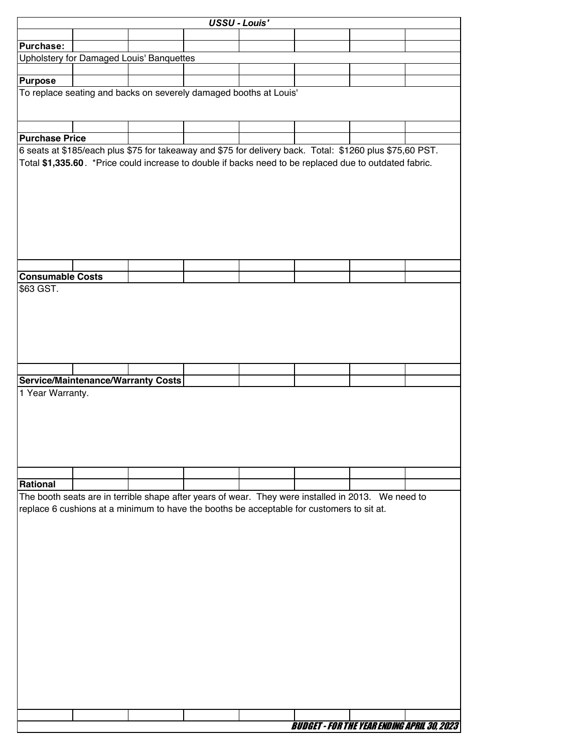***USSU - Louis'***

**Purchase:**

Upholstery for Damaged Louis' Banquettes

**Purpose**

To replace seating and backs on severely damaged booths at Louis'

**Purchase Price**

6 seats at $185/each plus $75 for takeaway and $75 for delivery back. Total: $1260 plus $75,60 PST. Total **$1,335.60**. *Price could increase to double if backs need to be replaced due to outdated fabric.

**Consumable Costs**

$63 GST.

**Service/Maintenance/Warranty Costs**

1 Year Warranty.

**Rational**

The booth seats are in terrible shape after years of wear. They were installed in 2013. We need to replace 6 cushions at a minimum to have the booths be acceptable for customers to sit at.

***BUDGET - FOR THE YEAR ENDING APRIL 30, 2023***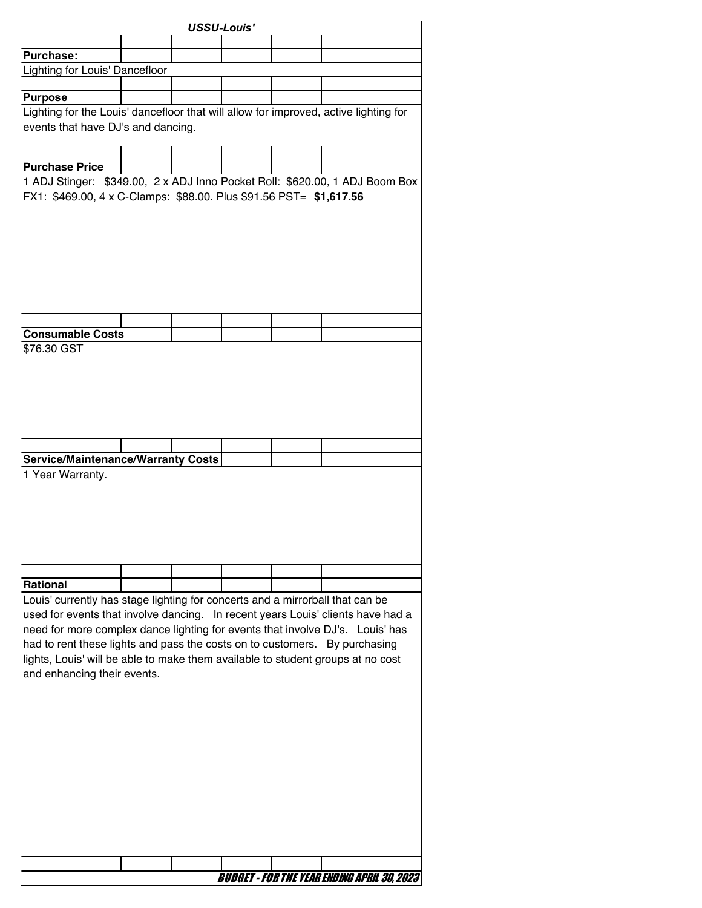# USSU-Louis'

**Purchase:**

Lighting for Louis' Dancefloor

**Purpose**

Lighting for the Louis' dancefloor that will allow for improved, active lighting for events that have DJ's and dancing.

**Purchase Price**

1 ADJ Stinger: $349.00, 2 x ADJ Inno Pocket Roll: $620.00, 1 ADJ Boom Box FX1: $469.00, 4 x C-Clamps: $88.00. Plus $91.56 PST= **$1,617.56**

**Consumable Costs**

$76.30 GST

**Service/Maintenance/Warranty Costs**

1 Year Warranty.

**Rational**

Louis' currently has stage lighting for concerts and a mirrorball that can be used for events that involve dancing. In recent years Louis' clients have had a need for more complex dance lighting for events that involve DJ's. Louis' has had to rent these lights and pass the costs on to customers. By purchasing lights, Louis' will be able to make them available to student groups at no cost and enhancing their events.

***BUDGET - FOR THE YEAR ENDING APRIL 30, 2023***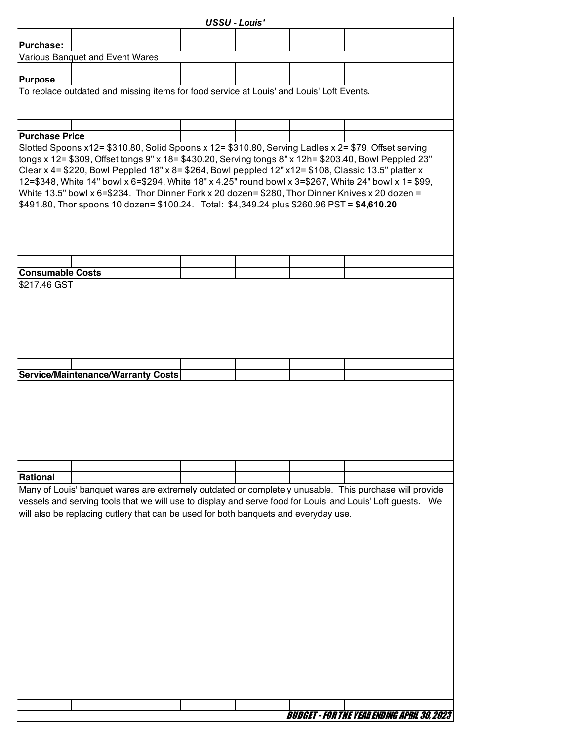***USSU - Louis'***

**Purchase:**

Various Banquet and Event Wares

**Purpose**

To replace outdated and missing items for food service at Louis' and Louis' Loft Events.

**Purchase Price**

Slotted Spoons x12= $310.80, Solid Spoons x 12= $310.80, Serving Ladles x 2= $79, Offset serving tongs x 12= $309, Offset tongs 9" x 18= $430.20, Serving tongs 8" x 12h= $203.40, Bowl Peppled 23" Clear x 4= $220, Bowl Peppled 18" x 8= $264, Bowl peppled 12" x12= $108, Classic 13.5" platter x 12=$348, White 14" bowl x 6=$294, White 18" x 4.25" round bowl x 3=$267, White 24" bowl x 1= $99, White 13.5" bowl x 6=$234. Thor Dinner Fork x 20 dozen= $280, Thor Dinner Knives x 20 dozen = $491.80, Thor spoons 10 dozen= $100.24. Total: $4,349.24 plus $260.96 PST = **$4,610.20**

**Consumable Costs**

$217.46 GST

**Service/Maintenance/Warranty Costs**

**Rational**

Many of Louis' banquet wares are extremely outdated or completely unusable. This purchase will provide vessels and serving tools that we will use to display and serve food for Louis' and Louis' Loft guests. We will also be replacing cutlery that can be used for both banquets and everyday use.

***BUDGET - FOR THE YEAR ENDING APRIL 30, 2023***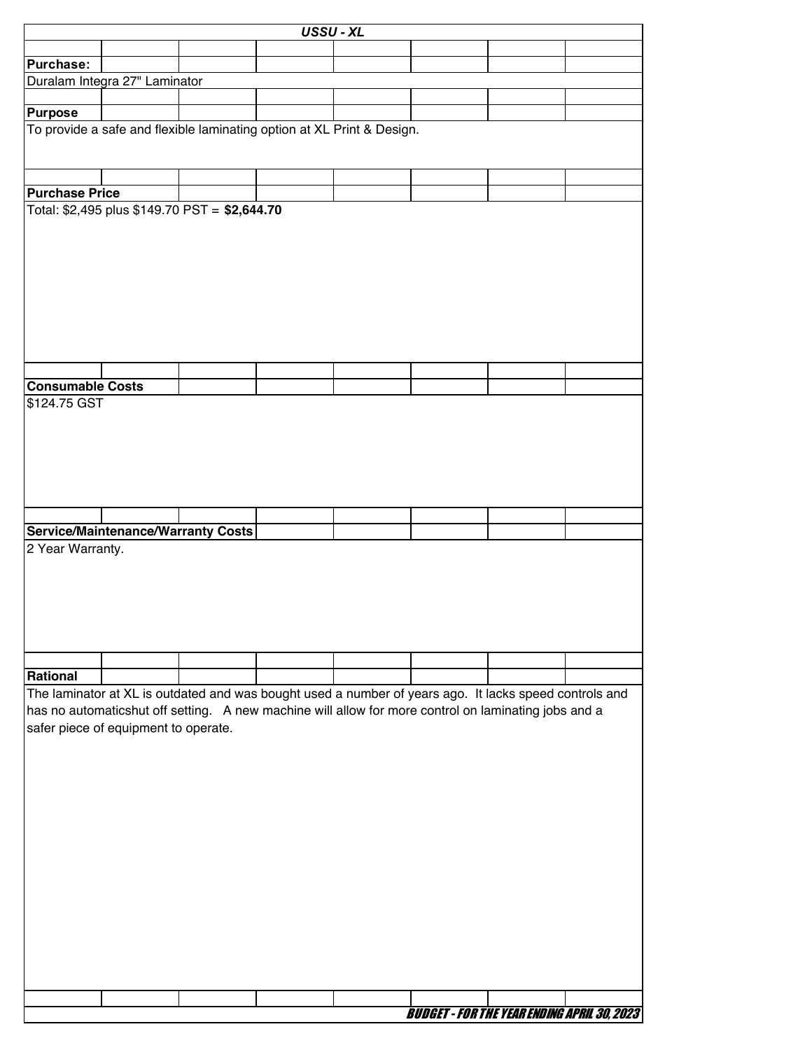***USSU - XL***

**Purchase:**

Duralam Integra 27" Laminator

**Purpose**

To provide a safe and flexible laminating option at XL Print & Design.

**Purchase Price**

Total: $2,495 plus $149.70 PST = **$2,644.70**

**Consumable Costs**

$124.75 GST

**Service/Maintenance/Warranty Costs**

2 Year Warranty.

**Rational**

The laminator at XL is outdated and was bought used a number of years ago. It lacks speed controls and has no automaticshut off setting. A new machine will allow for more control on laminating jobs and a safer piece of equipment to operate.

***BUDGET - FOR THE YEAR ENDING APRIL 30, 2023***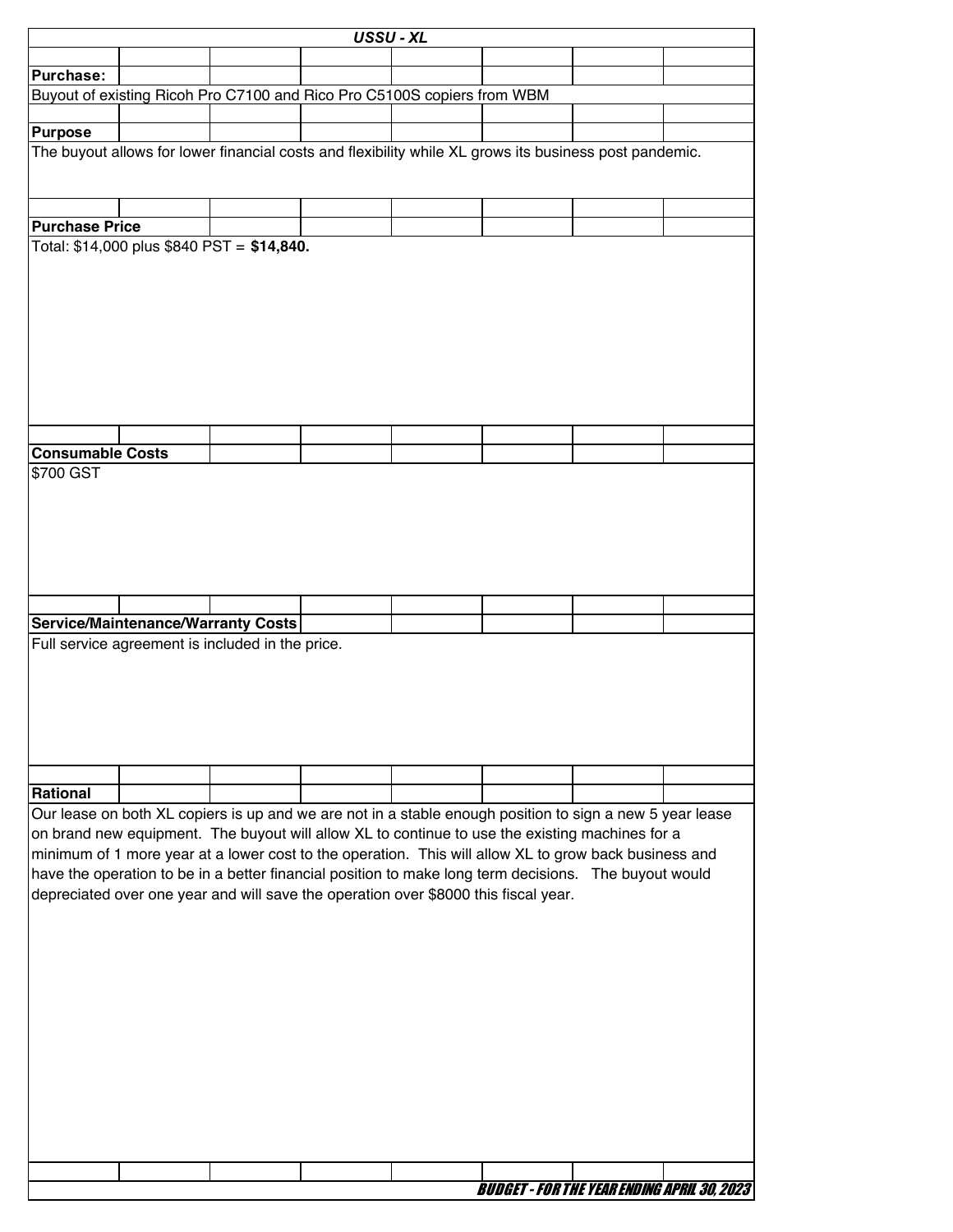## *USSU - XL*

**Purchase:**

Buyout of existing Ricoh Pro C7100 and Rico Pro C5100S copiers from WBM

**Purpose**

The buyout allows for lower financial costs and flexibility while XL grows its business post pandemic.

**Purchase Price**

Total: $14,000 plus $840 PST = **$14,840.**

**Consumable Costs**

$700 GST

**Service/Maintenance/Warranty Costs**

Full service agreement is included in the price.

**Rational**

Our lease on both XL copiers is up and we are not in a stable enough position to sign a new 5 year lease on brand new equipment. The buyout will allow XL to continue to use the existing machines for a minimum of 1 more year at a lower cost to the operation. This will allow XL to grow back business and have the operation to be in a better financial position to make long term decisions. The buyout would depreciated over one year and will save the operation over $8000 this fiscal year.

***BUDGET - FOR THE YEAR ENDING APRIL 30, 2023***